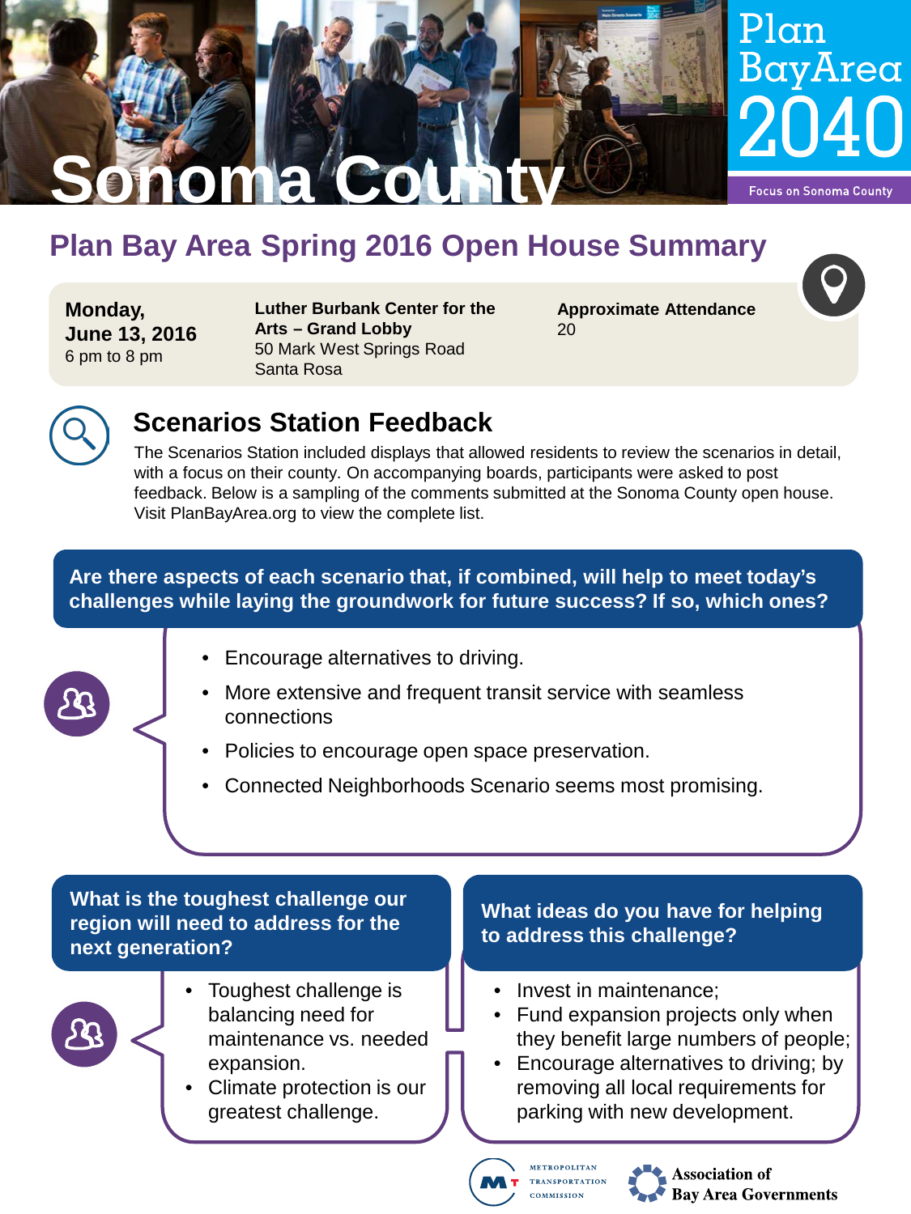# Sonoma County

Plan Bay Area 2040

Focus on Sonoma County

## Plan Bay Area Spring 2016 Open House Summary

**Monday, June 13, 2016**
6 pm to 8 pm

**Luther Burbank Center for the Arts – Grand Lobby**
50 Mark West Springs Road
Santa Rosa

**Approximate Attendance**
20

## Scenarios Station Feedback

The Scenarios Station included displays that allowed residents to review the scenarios in detail, with a focus on their county. On accompanying boards, participants were asked to post feedback. Below is a sampling of the comments submitted at the Sonoma County open house. Visit PlanBayArea.org to view the complete list.

### Are there aspects of each scenario that, if combined, will help to meet today's challenges while laying the groundwork for future success? If so, which ones?

- Encourage alternatives to driving.
- More extensive and frequent transit service with seamless connections
- Policies to encourage open space preservation.
- Connected Neighborhoods Scenario seems most promising.

### What is the toughest challenge our region will need to address for the next generation?

- Toughest challenge is balancing need for maintenance vs. needed expansion.
- Climate protection is our greatest challenge.

### What ideas do you have for helping to address this challenge?

- Invest in maintenance;
- Fund expansion projects only when they benefit large numbers of people;
- Encourage alternatives to driving; by removing all local requirements for parking with new development.

Metropolitan Transportation Commission

Association of Bay Area Governments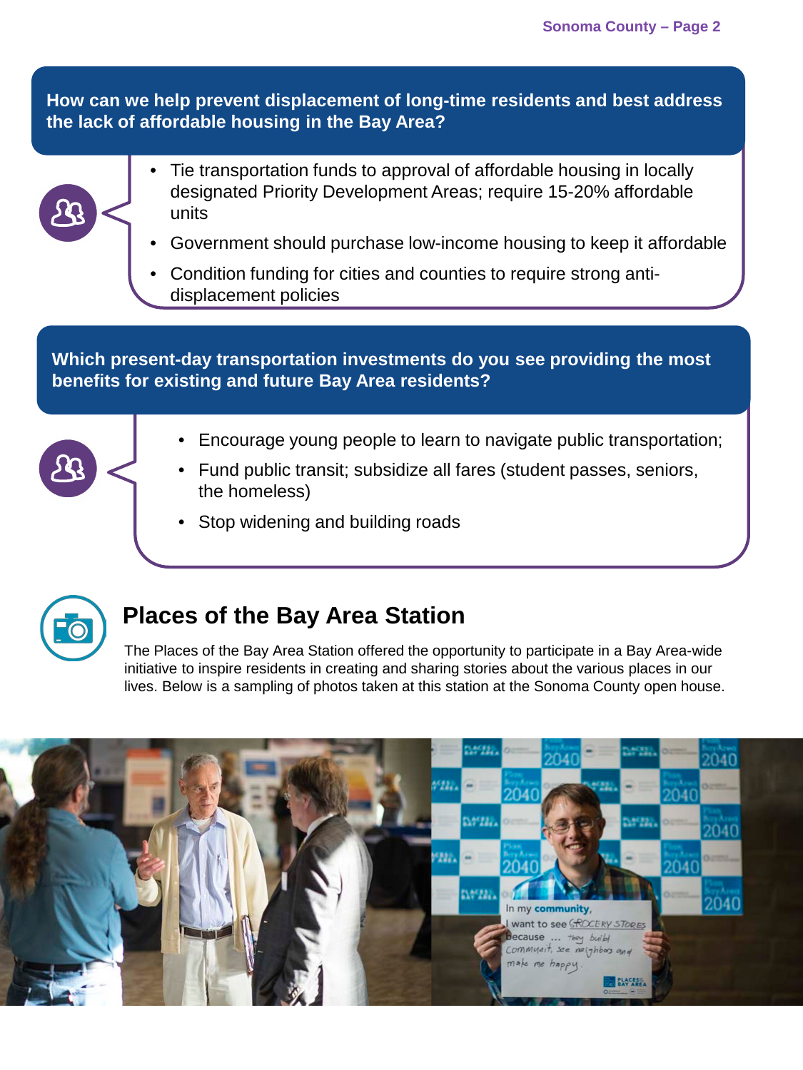## How can we help prevent displacement of long-time residents and best address the lack of affordable housing in the Bay Area?

- Tie transportation funds to approval of affordable housing in locally designated Priority Development Areas; require 15-20% affordable units
- Government should purchase low-income housing to keep it affordable
- Condition funding for cities and counties to require strong anti-displacement policies

## Which present-day transportation investments do you see providing the most benefits for existing and future Bay Area residents?

- Encourage young people to learn to navigate public transportation;
- Fund public transit; subsidize all fares (student passes, seniors, the homeless)
- Stop widening and building roads

# Places of the Bay Area Station

The Places of the Bay Area Station offered the opportunity to participate in a Bay Area-wide initiative to inspire residents in creating and sharing stories about the various places in our lives. Below is a sampling of photos taken at this station at the Sonoma County open house.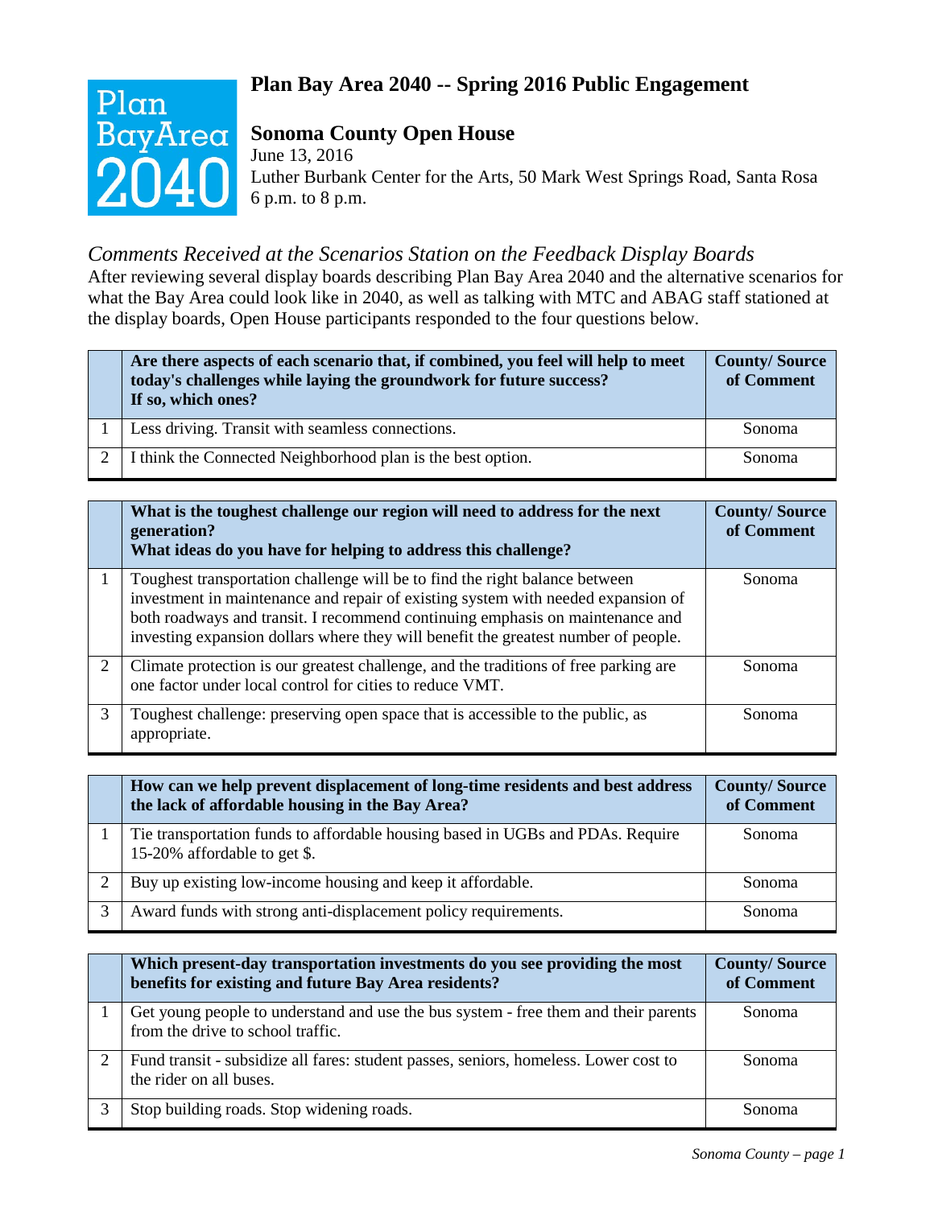# Plan Bay Area 2040 -- Spring 2016 Public Engagement

## Sonoma County Open House

June 13, 2016
Luther Burbank Center for the Arts, 50 Mark West Springs Road, Santa Rosa
6 p.m. to 8 p.m.

### *Comments Received at the Scenarios Station on the Feedback Display Boards*

After reviewing several display boards describing Plan Bay Area 2040 and the alternative scenarios for what the Bay Area could look like in 2040, as well as talking with MTC and ABAG staff stationed at the display boards, Open House participants responded to the four questions below.

| | **Are there aspects of each scenario that, if combined, you feel will help to meet today's challenges while laying the groundwork for future success? If so, which ones?** | **County/ Source of Comment** |
|---|---|---|
| 1 | Less driving. Transit with seamless connections. | Sonoma |
| 2 | I think the Connected Neighborhood plan is the best option. | Sonoma |

| | **What is the toughest challenge our region will need to address for the next generation? What ideas do you have for helping to address this challenge?** | **County/ Source of Comment** |
|---|---|---|
| 1 | Toughest transportation challenge will be to find the right balance between investment in maintenance and repair of existing system with needed expansion of both roadways and transit. I recommend continuing emphasis on maintenance and investing expansion dollars where they will benefit the greatest number of people. | Sonoma |
| 2 | Climate protection is our greatest challenge, and the traditions of free parking are one factor under local control for cities to reduce VMT. | Sonoma |
| 3 | Toughest challenge: preserving open space that is accessible to the public, as appropriate. | Sonoma |

| | **How can we help prevent displacement of long-time residents and best address the lack of affordable housing in the Bay Area?** | **County/ Source of Comment** |
|---|---|---|
| 1 | Tie transportation funds to affordable housing based in UGBs and PDAs. Require 15-20% affordable to get $. | Sonoma |
| 2 | Buy up existing low-income housing and keep it affordable. | Sonoma |
| 3 | Award funds with strong anti-displacement policy requirements. | Sonoma |

| | **Which present-day transportation investments do you see providing the most benefits for existing and future Bay Area residents?** | **County/ Source of Comment** |
|---|---|---|
| 1 | Get young people to understand and use the bus system - free them and their parents from the drive to school traffic. | Sonoma |
| 2 | Fund transit - subsidize all fares: student passes, seniors, homeless. Lower cost to the rider on all buses. | Sonoma |
| 3 | Stop building roads. Stop widening roads. | Sonoma |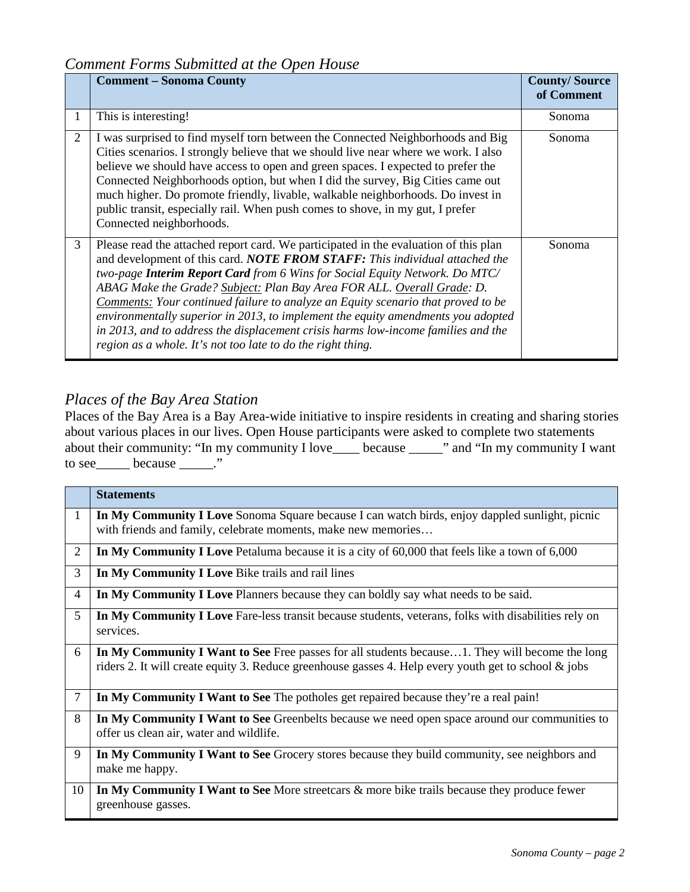## *Comment Forms Submitted at the Open House*

| | **Comment – Sonoma County** | **County/ Source of Comment** |
|---|---|---|
| 1 | This is interesting! | Sonoma |
| 2 | I was surprised to find myself torn between the Connected Neighborhoods and Big Cities scenarios. I strongly believe that we should live near where we work. I also believe we should have access to open and green spaces. I expected to prefer the Connected Neighborhoods option, but when I did the survey, Big Cities came out much higher. Do promote friendly, livable, walkable neighborhoods. Do invest in public transit, especially rail. When push comes to shove, in my gut, I prefer Connected neighborhoods. | Sonoma |
| 3 | Please read the attached report card. We participated in the evaluation of this plan and development of this card. ***NOTE FROM STAFF:*** *This individual attached the two-page* ***Interim Report Card*** *from 6 Wins for Social Equity Network. Do MTC/ ABAG Make the Grade? Subject: Plan Bay Area FOR ALL. Overall Grade: D. Comments: Your continued failure to analyze an Equity scenario that proved to be environmentally superior in 2013, to implement the equity amendments you adopted in 2013, and to address the displacement crisis harms low-income families and the region as a whole. It's not too late to do the right thing.* | Sonoma |

## *Places of the Bay Area Station*

Places of the Bay Area is a Bay Area-wide initiative to inspire residents in creating and sharing stories about various places in our lives. Open House participants were asked to complete two statements about their community: "In my community I love____ because _____" and "In my community I want to see_____ because _____."

| | **Statements** |
|---|---|
| 1 | **In My Community I Love** Sonoma Square because I can watch birds, enjoy dappled sunlight, picnic with friends and family, celebrate moments, make new memories… |
| 2 | **In My Community I Love** Petaluma because it is a city of 60,000 that feels like a town of 6,000 |
| 3 | **In My Community I Love** Bike trails and rail lines |
| 4 | **In My Community I Love** Planners because they can boldly say what needs to be said. |
| 5 | **In My Community I Love** Fare-less transit because students, veterans, folks with disabilities rely on services. |
| 6 | **In My Community I Want to See** Free passes for all students because…1. They will become the long riders 2. It will create equity 3. Reduce greenhouse gasses 4. Help every youth get to school & jobs |
| 7 | **In My Community I Want to See** The potholes get repaired because they're a real pain! |
| 8 | **In My Community I Want to See** Greenbelts because we need open space around our communities to offer us clean air, water and wildlife. |
| 9 | **In My Community I Want to See** Grocery stores because they build community, see neighbors and make me happy. |
| 10 | **In My Community I Want to See** More streetcars & more bike trails because they produce fewer greenhouse gasses. |